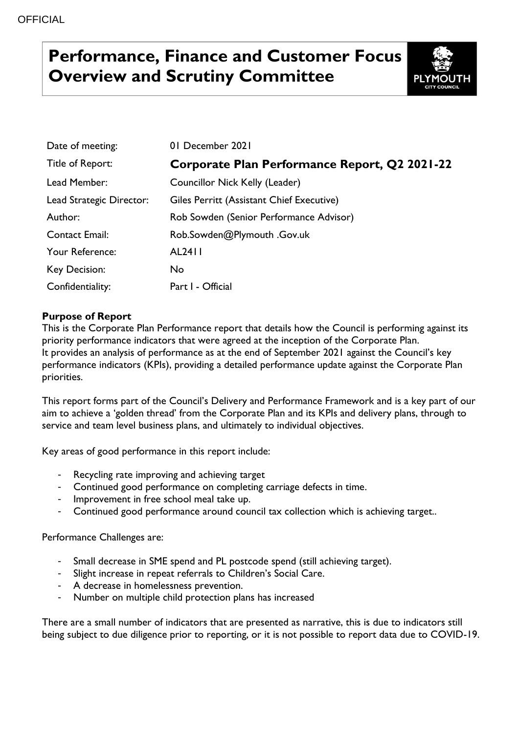OFFICIAL

# Performance, Finance and Customer Focus Overview and Scrutiny Committee

| | |
|---|---|
| Date of meeting: | 01 December 2021 |
| Title of Report: | **Corporate Plan Performance Report, Q2 2021-22** |
| Lead Member: | Councillor Nick Kelly (Leader) |
| Lead Strategic Director: | Giles Perritt (Assistant Chief Executive) |
| Author: | Rob Sowden (Senior Performance Advisor) |
| Contact Email: | Rob.Sowden@Plymouth .Gov.uk |
| Your Reference: | AL2411 |
| Key Decision: | No |
| Confidentiality: | Part I - Official |

**Purpose of Report**

This is the Corporate Plan Performance report that details how the Council is performing against its priority performance indicators that were agreed at the inception of the Corporate Plan.
It provides an analysis of performance as at the end of September 2021 against the Council's key performance indicators (KPIs), providing a detailed performance update against the Corporate Plan priorities.

This report forms part of the Council's Delivery and Performance Framework and is a key part of our aim to achieve a 'golden thread' from the Corporate Plan and its KPIs and delivery plans, through to service and team level business plans, and ultimately to individual objectives.

Key areas of good performance in this report include:

- Recycling rate improving and achieving target
- Continued good performance on completing carriage defects in time.
- Improvement in free school meal take up.
- Continued good performance around council tax collection which is achieving target..

Performance Challenges are:

- Small decrease in SME spend and PL postcode spend (still achieving target).
- Slight increase in repeat referrals to Children's Social Care.
- A decrease in homelessness prevention.
- Number on multiple child protection plans has increased

There are a small number of indicators that are presented as narrative, this is due to indicators still being subject to due diligence prior to reporting, or it is not possible to report data due to COVID-19.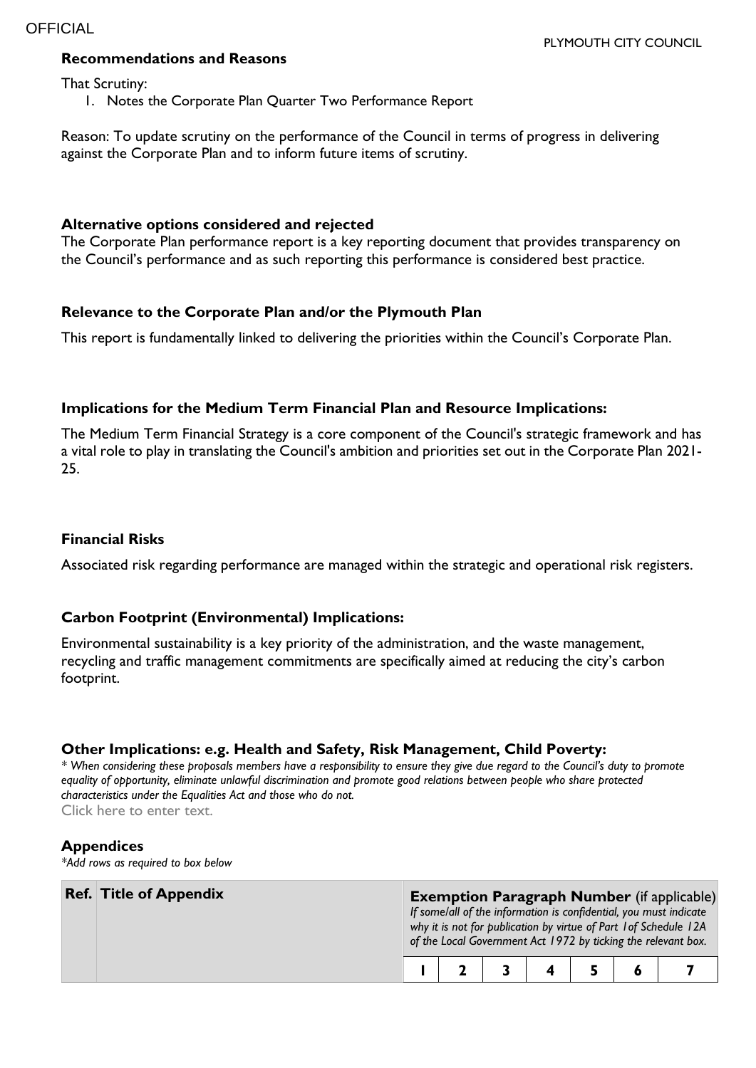### Recommendations and Reasons

That Scrutiny:

1. Notes the Corporate Plan Quarter Two Performance Report

Reason: To update scrutiny on the performance of the Council in terms of progress in delivering against the Corporate Plan and to inform future items of scrutiny.

### Alternative options considered and rejected

The Corporate Plan performance report is a key reporting document that provides transparency on the Council's performance and as such reporting this performance is considered best practice.

### Relevance to the Corporate Plan and/or the Plymouth Plan

This report is fundamentally linked to delivering the priorities within the Council's Corporate Plan.

### Implications for the Medium Term Financial Plan and Resource Implications:

The Medium Term Financial Strategy is a core component of the Council's strategic framework and has a vital role to play in translating the Council's ambition and priorities set out in the Corporate Plan 2021-25.

### Financial Risks

Associated risk regarding performance are managed within the strategic and operational risk registers.

### Carbon Footprint (Environmental) Implications:

Environmental sustainability is a key priority of the administration, and the waste management, recycling and traffic management commitments are specifically aimed at reducing the city's carbon footprint.

### Other Implications: e.g. Health and Safety, Risk Management, Child Poverty:

*\* When considering these proposals members have a responsibility to ensure they give due regard to the Council's duty to promote equality of opportunity, eliminate unlawful discrimination and promote good relations between people who share protected characteristics under the Equalities Act and those who do not.*

Click here to enter text.

### Appendices

*\*Add rows as required to box below*

| Ref. | Title of Appendix | **Exemption Paragraph Number** (if applicable) *If some/all of the information is confidential, you must indicate why it is not for publication by virtue of Part 1of Schedule 12A of the Local Government Act 1972 by ticking the relevant box.* | | | | | | |
|---|---|---|---|---|---|---|---|---|
| | | 1 | 2 | 3 | 4 | 5 | 6 | 7 |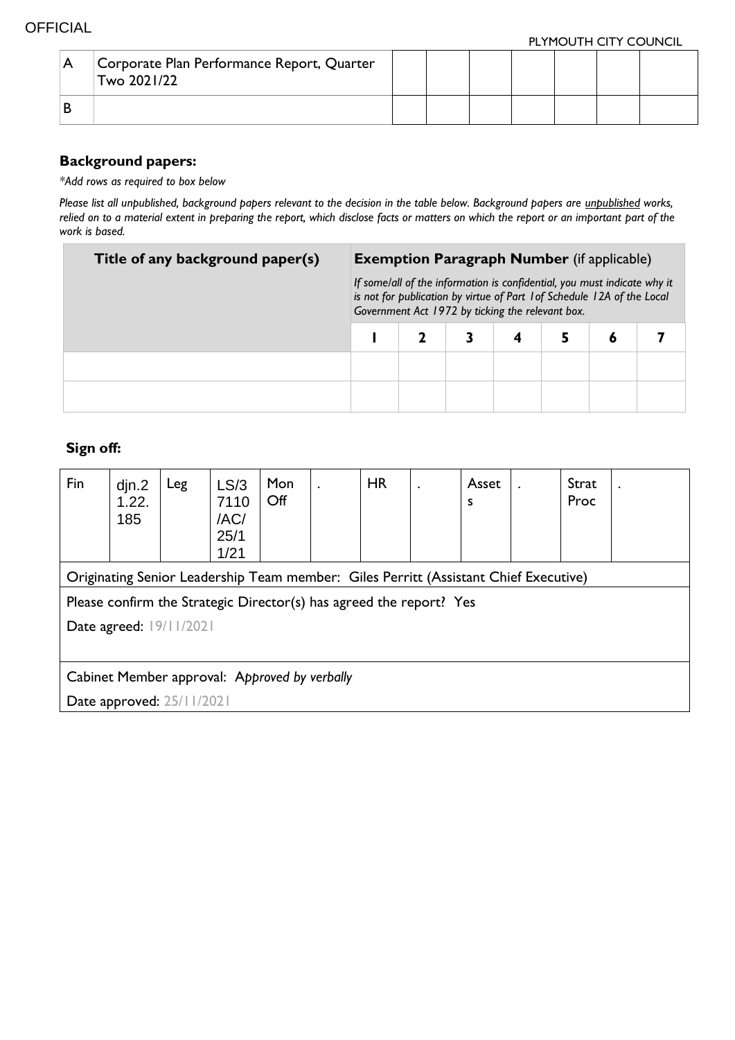| | | | | | | | | |
|---|---|---|---|---|---|---|---|---|
| A | Corporate Plan Performance Report, Quarter Two 2021/22 | | | | | | | |
| B | | | | | | | | |

**Background papers:**

*\*Add rows as required to box below*

*Please list all unpublished, background papers relevant to the decision in the table below. Background papers are unpublished works, relied on to a material extent in preparing the report, which disclose facts or matters on which the report or an important part of the work is based.*

| **Title of any background paper(s)** | **Exemption Paragraph Number** (if applicable) *If some/all of the information is confidential, you must indicate why it is not for publication by virtue of Part 1of Schedule 12A of the Local Government Act 1972 by ticking the relevant box.* | | | | | | |
|---|---|---|---|---|---|---|---|
| | **1** | **2** | **3** | **4** | **5** | **6** | **7** |
| | | | | | | | |
| | | | | | | | |

**Sign off:**

| Fin | djn.21.22.185 | Leg | LS/37110/AC/25/11/21 | Mon Off | . | HR | . | Assets | . | Strat Proc | . |
|---|---|---|---|---|---|---|---|---|---|---|---|
| Originating Senior Leadership Team member: Giles Perritt (Assistant Chief Executive) | | | | | | | | | | | |
| Please confirm the Strategic Director(s) has agreed the report? Yes<br>Date agreed: 19/11/2021 | | | | | | | | | | | |
| Cabinet Member approval: A*pproved by verbally*<br>Date approved: 25/11/2021 | | | | | | | | | | | |